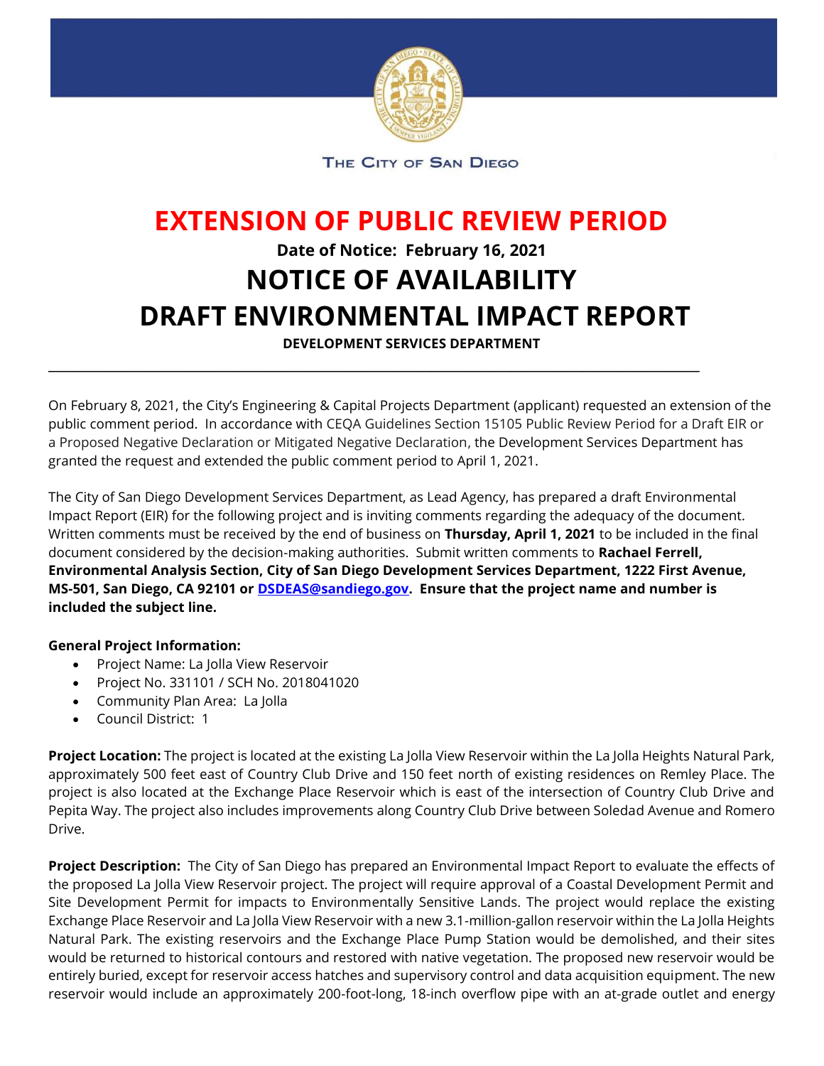THE CITY OF SAN DIEGO

# EXTENSION OF PUBLIC REVIEW PERIOD

**Date of Notice: February 16, 2021**

# NOTICE OF AVAILABILITY

# DRAFT ENVIRONMENTAL IMPACT REPORT

**DEVELOPMENT SERVICES DEPARTMENT**

---

On February 8, 2021, the City's Engineering & Capital Projects Department (applicant) requested an extension of the public comment period. In accordance with CEQA Guidelines Section 15105 Public Review Period for a Draft EIR or a Proposed Negative Declaration or Mitigated Negative Declaration, the Development Services Department has granted the request and extended the public comment period to April 1, 2021.

The City of San Diego Development Services Department, as Lead Agency, has prepared a draft Environmental Impact Report (EIR) for the following project and is inviting comments regarding the adequacy of the document. Written comments must be received by the end of business on **Thursday, April 1, 2021** to be included in the final document considered by the decision-making authorities. Submit written comments to **Rachael Ferrell, Environmental Analysis Section, City of San Diego Development Services Department, 1222 First Avenue, MS-501, San Diego, CA 92101 or [DSDEAS@sandiego.gov](mailto:DSDEAS@sandiego.gov). Ensure that the project name and number is included the subject line.**

**General Project Information:**

- Project Name: La Jolla View Reservoir
- Project No. 331101 / SCH No. 2018041020
- Community Plan Area: La Jolla
- Council District: 1

**Project Location:** The project is located at the existing La Jolla View Reservoir within the La Jolla Heights Natural Park, approximately 500 feet east of Country Club Drive and 150 feet north of existing residences on Remley Place. The project is also located at the Exchange Place Reservoir which is east of the intersection of Country Club Drive and Pepita Way. The project also includes improvements along Country Club Drive between Soledad Avenue and Romero Drive.

**Project Description:** The City of San Diego has prepared an Environmental Impact Report to evaluate the effects of the proposed La Jolla View Reservoir project. The project will require approval of a Coastal Development Permit and Site Development Permit for impacts to Environmentally Sensitive Lands. The project would replace the existing Exchange Place Reservoir and La Jolla View Reservoir with a new 3.1-million-gallon reservoir within the La Jolla Heights Natural Park. The existing reservoirs and the Exchange Place Pump Station would be demolished, and their sites would be returned to historical contours and restored with native vegetation. The proposed new reservoir would be entirely buried, except for reservoir access hatches and supervisory control and data acquisition equipment. The new reservoir would include an approximately 200-foot-long, 18-inch overflow pipe with an at-grade outlet and energy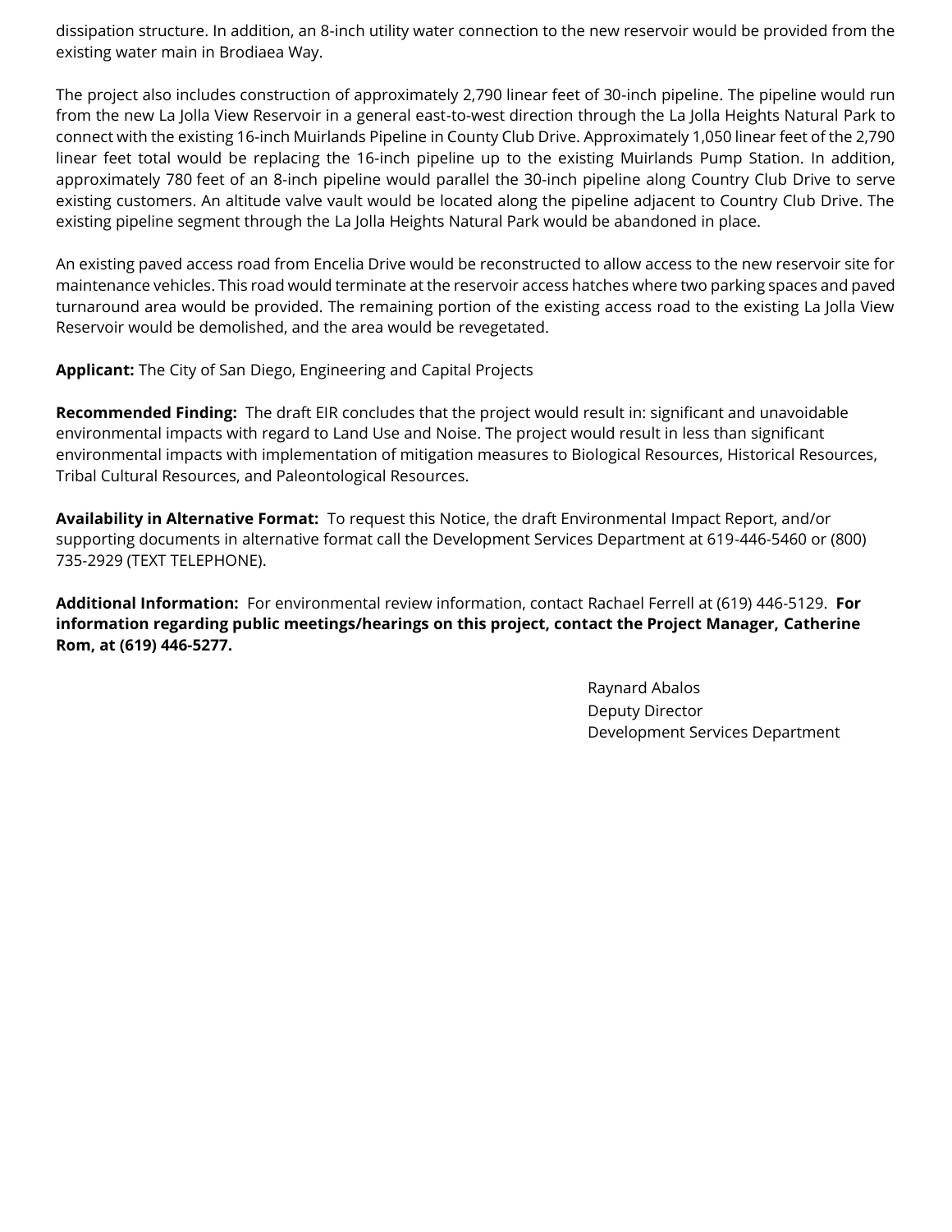dissipation structure. In addition, an 8-inch utility water connection to the new reservoir would be provided from the existing water main in Brodiaea Way.

The project also includes construction of approximately 2,790 linear feet of 30-inch pipeline. The pipeline would run from the new La Jolla View Reservoir in a general east-to-west direction through the La Jolla Heights Natural Park to connect with the existing 16-inch Muirlands Pipeline in County Club Drive. Approximately 1,050 linear feet of the 2,790 linear feet total would be replacing the 16-inch pipeline up to the existing Muirlands Pump Station. In addition, approximately 780 feet of an 8-inch pipeline would parallel the 30-inch pipeline along Country Club Drive to serve existing customers. An altitude valve vault would be located along the pipeline adjacent to Country Club Drive. The existing pipeline segment through the La Jolla Heights Natural Park would be abandoned in place.

An existing paved access road from Encelia Drive would be reconstructed to allow access to the new reservoir site for maintenance vehicles. This road would terminate at the reservoir access hatches where two parking spaces and paved turnaround area would be provided. The remaining portion of the existing access road to the existing La Jolla View Reservoir would be demolished, and the area would be revegetated.

**Applicant:** The City of San Diego, Engineering and Capital Projects

**Recommended Finding:** The draft EIR concludes that the project would result in: significant and unavoidable environmental impacts with regard to Land Use and Noise. The project would result in less than significant environmental impacts with implementation of mitigation measures to Biological Resources, Historical Resources, Tribal Cultural Resources, and Paleontological Resources.

**Availability in Alternative Format:** To request this Notice, the draft Environmental Impact Report, and/or supporting documents in alternative format call the Development Services Department at 619-446-5460 or (800) 735-2929 (TEXT TELEPHONE).

**Additional Information:** For environmental review information, contact Rachael Ferrell at (619) 446-5129. **For information regarding public meetings/hearings on this project, contact the Project Manager, Catherine Rom, at (619) 446-5277.**

Raynard Abalos
Deputy Director
Development Services Department